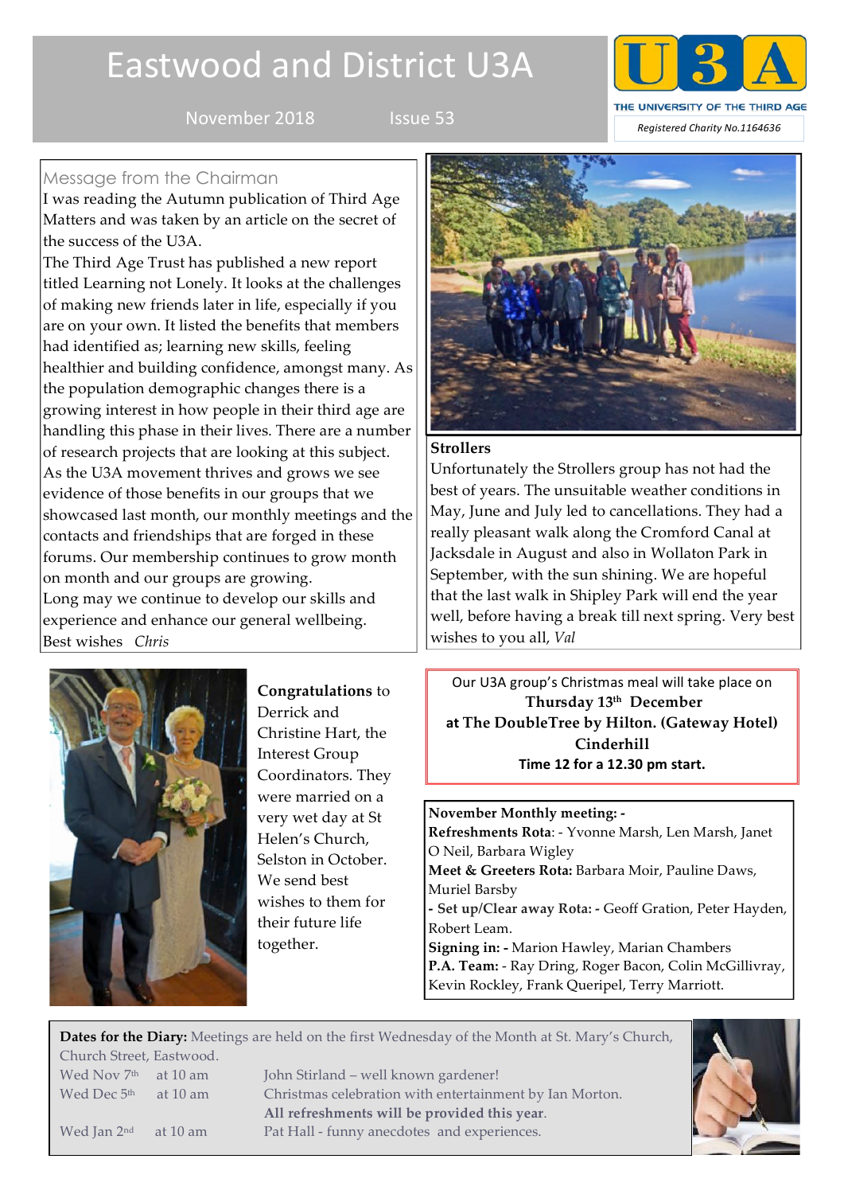# Eastwood and District U3A

November 2018 Issue 53

U3A — THE UNIVERSITY OF THE THIRD AGE

*Registered Charity No.1164636*

## Message from the Chairman

I was reading the Autumn publication of Third Age Matters and was taken by an article on the secret of the success of the U3A.

The Third Age Trust has published a new report titled Learning not Lonely. It looks at the challenges of making new friends later in life, especially if you are on your own. It listed the benefits that members had identified as; learning new skills, feeling healthier and building confidence, amongst many. As the population demographic changes there is a growing interest in how people in their third age are handling this phase in their lives. There are a number of research projects that are looking at this subject. As the U3A movement thrives and grows we see evidence of those benefits in our groups that we showcased last month, our monthly meetings and the contacts and friendships that are forged in these forums. Our membership continues to grow month on month and our groups are growing.

Long may we continue to develop our skills and experience and enhance our general wellbeing.

Best wishes *Chris*

## Strollers

Unfortunately the Strollers group has not had the best of years. The unsuitable weather conditions in May, June and July led to cancellations. They had a really pleasant walk along the Cromford Canal at Jacksdale in August and also in Wollaton Park in September, with the sun shining. We are hopeful that the last walk in Shipley Park will end the year well, before having a break till next spring. Very best wishes to you all, *Val*

**Congratulations** to Derrick and Christine Hart, the Interest Group Coordinators. They were married on a very wet day at St Helen's Church, Selston in October. We send best wishes to them for their future life together.

Our U3A group's Christmas meal will take place on
**Thursday 13th December**
**at The DoubleTree by Hilton. (Gateway Hotel) Cinderhill**
**Time 12 for a 12.30 pm start.**

**November Monthly meeting: -**

**Refreshments Rota**: - Yvonne Marsh, Len Marsh, Janet O Neil, Barbara Wigley

**Meet & Greeters Rota:** Barbara Moir, Pauline Daws, Muriel Barsby

**- Set up/Clear away Rota: -** Geoff Gration, Peter Hayden, Robert Leam.

**Signing in: -** Marion Hawley, Marian Chambers

**P.A. Team:** - Ray Dring, Roger Bacon, Colin McGillivray, Kevin Rockley, Frank Queripel, Terry Marriott.

**Dates for the Diary:** Meetings are held on the first Wednesday of the Month at St. Mary's Church, Church Street, Eastwood.

| | | |
|---|---|---|
| Wed Nov 7th | at 10 am | John Stirland – well known gardener! |
| Wed Dec 5th | at 10 am | Christmas celebration with entertainment by Ian Morton. **All refreshments will be provided this year**. |
| Wed Jan 2nd | at 10 am | Pat Hall - funny anecdotes and experiences. |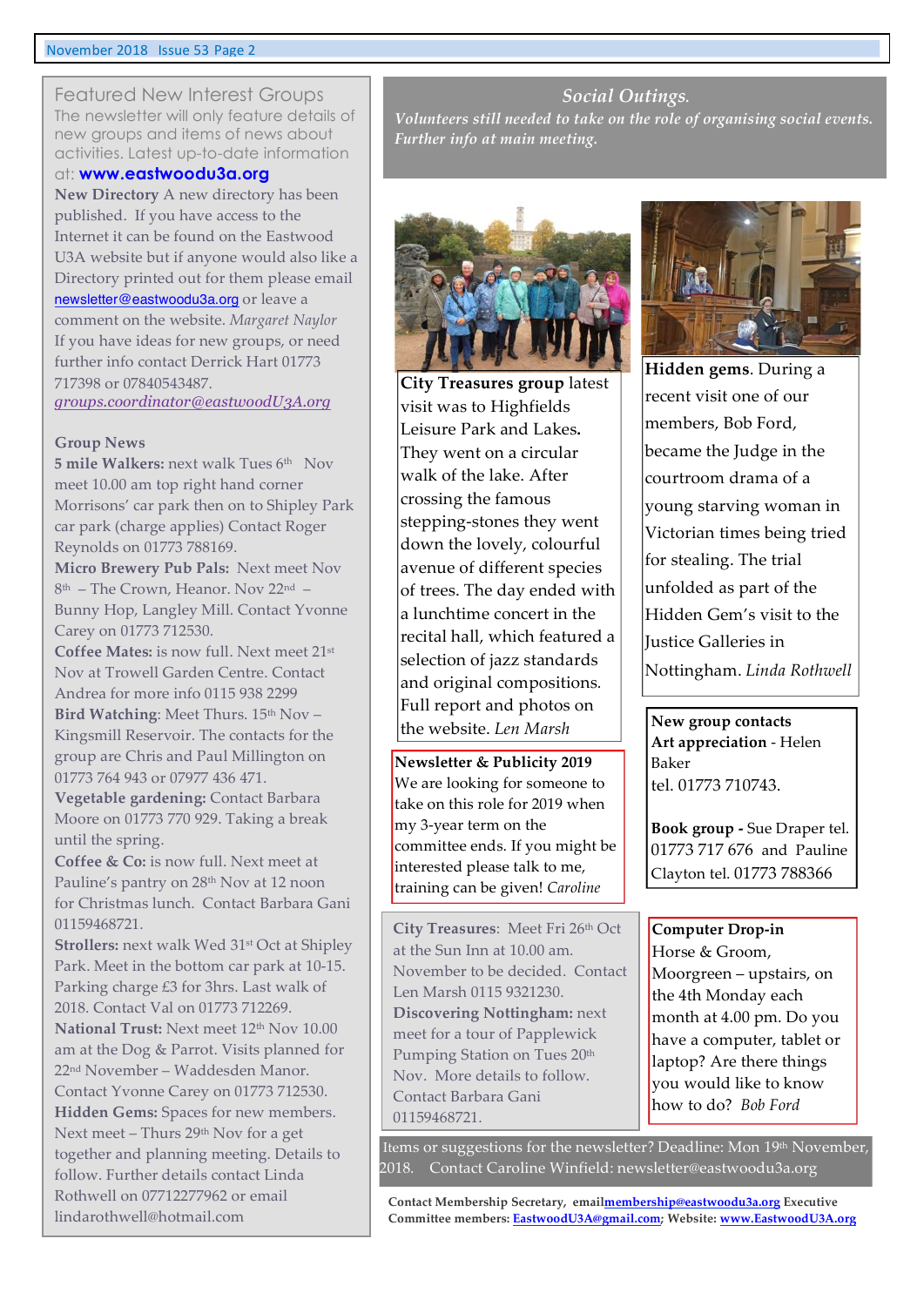## Featured New Interest Groups

The newsletter will only feature details of new groups and items of news about activities. Latest up-to-date information at: **www.eastwoodu3a.org**

**New Directory** A new directory has been published. If you have access to the Internet it can be found on the Eastwood U3A website but if anyone would also like a Directory printed out for them please email newsletter@eastwoodu3a.org or leave a comment on the website. *Margaret Naylor*

If you have ideas for new groups, or need further info contact Derrick Hart 01773 717398 or 07840543487. *groups.coordinator@eastwoodU3A.org*

## Group News

**5 mile Walkers:** next walk Tues 6th Nov meet 10.00 am top right hand corner Morrisons' car park then on to Shipley Park car park (charge applies) Contact Roger Reynolds on 01773 788169.

**Micro Brewery Pub Pals:** Next meet Nov 8th – The Crown, Heanor. Nov 22nd – Bunny Hop, Langley Mill. Contact Yvonne Carey on 01773 712530.

**Coffee Mates:** is now full. Next meet 21st Nov at Trowell Garden Centre. Contact Andrea for more info 0115 938 2299

**Bird Watching**: Meet Thurs. 15th Nov – Kingsmill Reservoir. The contacts for the group are Chris and Paul Millington on 01773 764 943 or 07977 436 471.

**Vegetable gardening:** Contact Barbara Moore on 01773 770 929. Taking a break until the spring.

**Coffee & Co:** is now full. Next meet at Pauline's pantry on 28th Nov at 12 noon for Christmas lunch. Contact Barbara Gani 01159468721.

**Strollers:** next walk Wed 31st Oct at Shipley Park. Meet in the bottom car park at 10-15. Parking charge £3 for 3hrs. Last walk of 2018. Contact Val on 01773 712269.

**National Trust:** Next meet 12th Nov 10.00 am at the Dog & Parrot. Visits planned for 22nd November – Waddesden Manor. Contact Yvonne Carey on 01773 712530.

**Hidden Gems:** Spaces for new members. Next meet – Thurs 29th Nov for a get together and planning meeting. Details to follow. Further details contact Linda Rothwell on 07712277962 or email lindarothwell@hotmail.com

## *Social Outings.*

*Volunteers still needed to take on the role of organising social events. Further info at main meeting.*

**City Treasures group** latest visit was to Highfields Leisure Park and Lakes**.** They went on a circular walk of the lake. After crossing the famous stepping-stones they went down the lovely, colourful avenue of different species of trees. The day ended with a lunchtime concert in the recital hall, which featured a selection of jazz standards and original compositions. Full report and photos on the website. *Len Marsh*

**Hidden gems**. During a recent visit one of our members, Bob Ford, became the Judge in the courtroom drama of a young starving woman in Victorian times being tried for stealing. The trial unfolded as part of the Hidden Gem's visit to the Justice Galleries in Nottingham. *Linda Rothwell*

**Newsletter & Publicity 2019**

We are looking for someone to take on this role for 2019 when my 3-year term on the committee ends. If you might be interested please talk to me, training can be given! *Caroline*

**New group contacts**

**Art appreciation** - Helen Baker tel. 01773 710743.

**Book group -** Sue Draper tel. 01773 717 676 and Pauline Clayton tel. 01773 788366

**City Treasures**: Meet Fri 26th Oct at the Sun Inn at 10.00 am. November to be decided. Contact Len Marsh 0115 9321230.

**Discovering Nottingham:** next meet for a tour of Papplewick Pumping Station on Tues 20th Nov. More details to follow. Contact Barbara Gani 01159468721.

**Computer Drop-in**

Horse & Groom, Moorgreen – upstairs, on the 4th Monday each month at 4.00 pm. Do you have a computer, tablet or laptop? Are there things you would like to know how to do? *Bob Ford*

Items or suggestions for the newsletter? Deadline: Mon 19th November, 2018. Contact Caroline Winfield: newsletter@eastwoodu3a.org

**Contact Membership Secretary, email membership@eastwoodu3a.org Executive Committee members: EastwoodU3A@gmail.com; Website: www.EastwoodU3A.org**